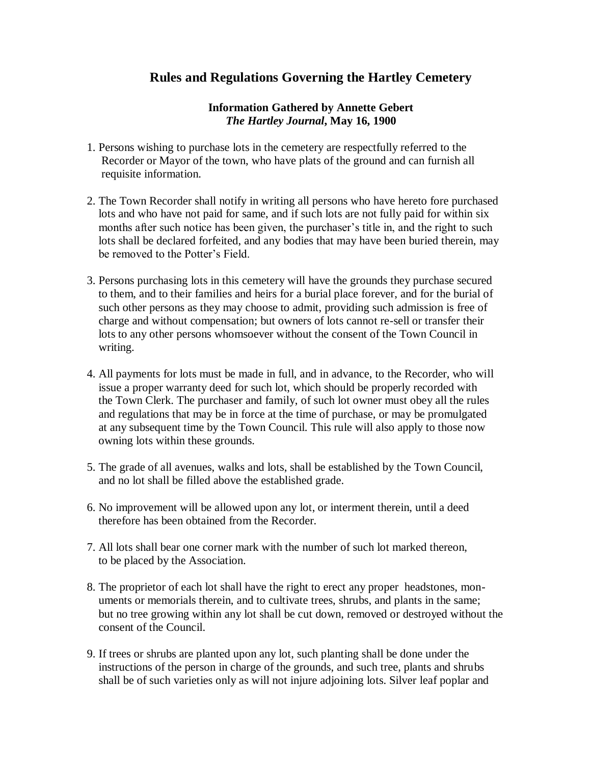# Rules and Regulations Governing the Hartley Cemetery

**Information Gathered by Annette Gebert**
***The Hartley Journal*, May 16, 1900**

1. Persons wishing to purchase lots in the cemetery are respectfully referred to the Recorder or Mayor of the town, who have plats of the ground and can furnish all requisite information.

2. The Town Recorder shall notify in writing all persons who have hereto fore purchased lots and who have not paid for same, and if such lots are not fully paid for within six months after such notice has been given, the purchaser's title in, and the right to such lots shall be declared forfeited, and any bodies that may have been buried therein, may be removed to the Potter's Field.

3. Persons purchasing lots in this cemetery will have the grounds they purchase secured to them, and to their families and heirs for a burial place forever, and for the burial of such other persons as they may choose to admit, providing such admission is free of charge and without compensation; but owners of lots cannot re-sell or transfer their lots to any other persons whomsoever without the consent of the Town Council in writing.

4. All payments for lots must be made in full, and in advance, to the Recorder, who will issue a proper warranty deed for such lot, which should be properly recorded with the Town Clerk. The purchaser and family, of such lot owner must obey all the rules and regulations that may be in force at the time of purchase, or may be promulgated at any subsequent time by the Town Council. This rule will also apply to those now owning lots within these grounds.

5. The grade of all avenues, walks and lots, shall be established by the Town Council, and no lot shall be filled above the established grade.

6. No improvement will be allowed upon any lot, or interment therein, until a deed therefore has been obtained from the Recorder.

7. All lots shall bear one corner mark with the number of such lot marked thereon, to be placed by the Association.

8. The proprietor of each lot shall have the right to erect any proper headstones, monuments or memorials therein, and to cultivate trees, shrubs, and plants in the same; but no tree growing within any lot shall be cut down, removed or destroyed without the consent of the Council.

9. If trees or shrubs are planted upon any lot, such planting shall be done under the instructions of the person in charge of the grounds, and such tree, plants and shrubs shall be of such varieties only as will not injure adjoining lots. Silver leaf poplar and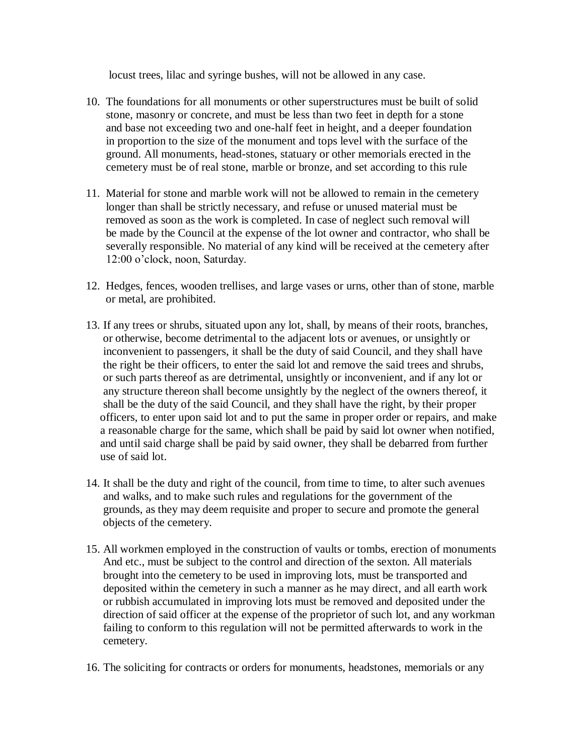locust trees, lilac and syringe bushes, will not be allowed in any case.

10. The foundations for all monuments or other superstructures must be built of solid stone, masonry or concrete, and must be less than two feet in depth for a stone and base not exceeding two and one-half feet in height, and a deeper foundation in proportion to the size of the monument and tops level with the surface of the ground. All monuments, head-stones, statuary or other memorials erected in the cemetery must be of real stone, marble or bronze, and set according to this rule

11. Material for stone and marble work will not be allowed to remain in the cemetery longer than shall be strictly necessary, and refuse or unused material must be removed as soon as the work is completed. In case of neglect such removal will be made by the Council at the expense of the lot owner and contractor, who shall be severally responsible. No material of any kind will be received at the cemetery after 12:00 o'clock, noon, Saturday.

12. Hedges, fences, wooden trellises, and large vases or urns, other than of stone, marble or metal, are prohibited.

13. If any trees or shrubs, situated upon any lot, shall, by means of their roots, branches, or otherwise, become detrimental to the adjacent lots or avenues, or unsightly or inconvenient to passengers, it shall be the duty of said Council, and they shall have the right be their officers, to enter the said lot and remove the said trees and shrubs, or such parts thereof as are detrimental, unsightly or inconvenient, and if any lot or any structure thereon shall become unsightly by the neglect of the owners thereof, it shall be the duty of the said Council, and they shall have the right, by their proper officers, to enter upon said lot and to put the same in proper order or repairs, and make a reasonable charge for the same, which shall be paid by said lot owner when notified, and until said charge shall be paid by said owner, they shall be debarred from further use of said lot.

14. It shall be the duty and right of the council, from time to time, to alter such avenues and walks, and to make such rules and regulations for the government of the grounds, as they may deem requisite and proper to secure and promote the general objects of the cemetery.

15. All workmen employed in the construction of vaults or tombs, erection of monuments And etc., must be subject to the control and direction of the sexton. All materials brought into the cemetery to be used in improving lots, must be transported and deposited within the cemetery in such a manner as he may direct, and all earth work or rubbish accumulated in improving lots must be removed and deposited under the direction of said officer at the expense of the proprietor of such lot, and any workman failing to conform to this regulation will not be permitted afterwards to work in the cemetery.

16. The soliciting for contracts or orders for monuments, headstones, memorials or any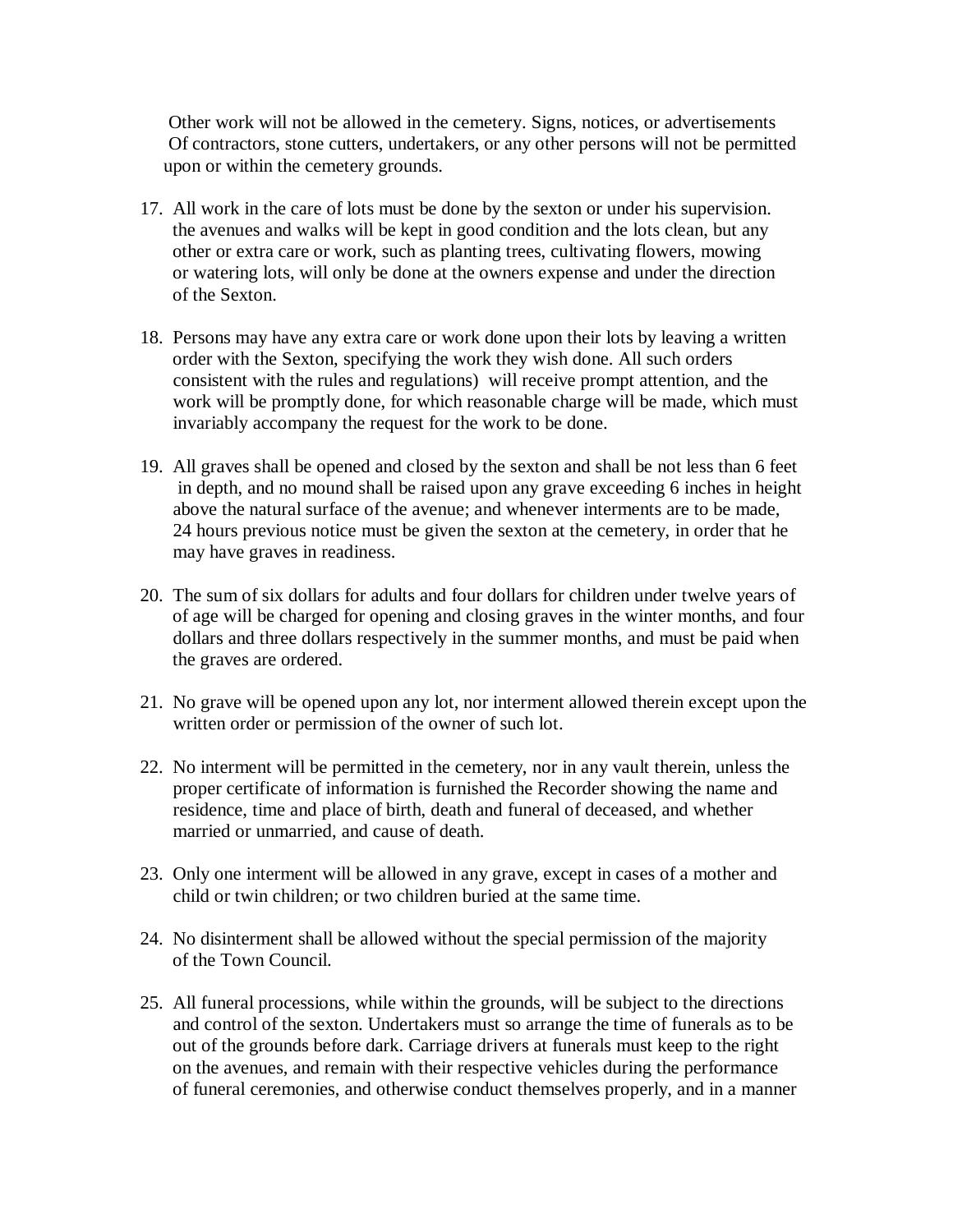Other work will not be allowed in the cemetery. Signs, notices, or advertisements Of contractors, stone cutters, undertakers, or any other persons will not be permitted upon or within the cemetery grounds.

17. All work in the care of lots must be done by the sexton or under his supervision. the avenues and walks will be kept in good condition and the lots clean, but any other or extra care or work, such as planting trees, cultivating flowers, mowing or watering lots, will only be done at the owners expense and under the direction of the Sexton.

18. Persons may have any extra care or work done upon their lots by leaving a written order with the Sexton, specifying the work they wish done. All such orders consistent with the rules and regulations) will receive prompt attention, and the work will be promptly done, for which reasonable charge will be made, which must invariably accompany the request for the work to be done.

19. All graves shall be opened and closed by the sexton and shall be not less than 6 feet in depth, and no mound shall be raised upon any grave exceeding 6 inches in height above the natural surface of the avenue; and whenever interments are to be made, 24 hours previous notice must be given the sexton at the cemetery, in order that he may have graves in readiness.

20. The sum of six dollars for adults and four dollars for children under twelve years of of age will be charged for opening and closing graves in the winter months, and four dollars and three dollars respectively in the summer months, and must be paid when the graves are ordered.

21. No grave will be opened upon any lot, nor interment allowed therein except upon the written order or permission of the owner of such lot.

22. No interment will be permitted in the cemetery, nor in any vault therein, unless the proper certificate of information is furnished the Recorder showing the name and residence, time and place of birth, death and funeral of deceased, and whether married or unmarried, and cause of death.

23. Only one interment will be allowed in any grave, except in cases of a mother and child or twin children; or two children buried at the same time.

24. No disinterment shall be allowed without the special permission of the majority of the Town Council.

25. All funeral processions, while within the grounds, will be subject to the directions and control of the sexton. Undertakers must so arrange the time of funerals as to be out of the grounds before dark. Carriage drivers at funerals must keep to the right on the avenues, and remain with their respective vehicles during the performance of funeral ceremonies, and otherwise conduct themselves properly, and in a manner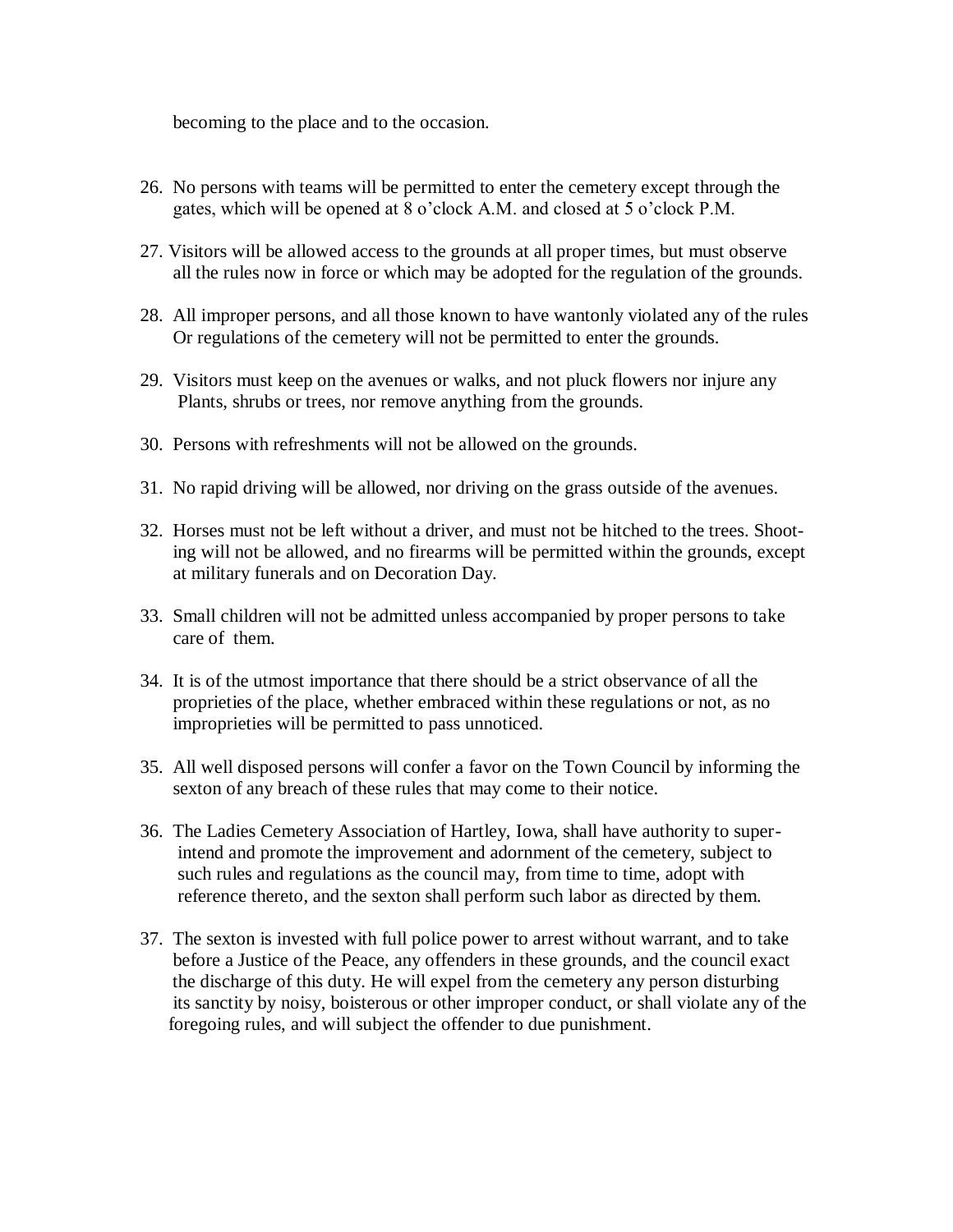becoming to the place and to the occasion.

26. No persons with teams will be permitted to enter the cemetery except through the gates, which will be opened at 8 o'clock A.M. and closed at 5 o'clock P.M.

27. Visitors will be allowed access to the grounds at all proper times, but must observe all the rules now in force or which may be adopted for the regulation of the grounds.

28. All improper persons, and all those known to have wantonly violated any of the rules Or regulations of the cemetery will not be permitted to enter the grounds.

29. Visitors must keep on the avenues or walks, and not pluck flowers nor injure any Plants, shrubs or trees, nor remove anything from the grounds.

30. Persons with refreshments will not be allowed on the grounds.

31. No rapid driving will be allowed, nor driving on the grass outside of the avenues.

32. Horses must not be left without a driver, and must not be hitched to the trees. Shooting will not be allowed, and no firearms will be permitted within the grounds, except at military funerals and on Decoration Day.

33. Small children will not be admitted unless accompanied by proper persons to take care of them.

34. It is of the utmost importance that there should be a strict observance of all the proprieties of the place, whether embraced within these regulations or not, as no improprieties will be permitted to pass unnoticed.

35. All well disposed persons will confer a favor on the Town Council by informing the sexton of any breach of these rules that may come to their notice.

36. The Ladies Cemetery Association of Hartley, Iowa, shall have authority to superintend and promote the improvement and adornment of the cemetery, subject to such rules and regulations as the council may, from time to time, adopt with reference thereto, and the sexton shall perform such labor as directed by them.

37. The sexton is invested with full police power to arrest without warrant, and to take before a Justice of the Peace, any offenders in these grounds, and the council exact the discharge of this duty. He will expel from the cemetery any person disturbing its sanctity by noisy, boisterous or other improper conduct, or shall violate any of the foregoing rules, and will subject the offender to due punishment.